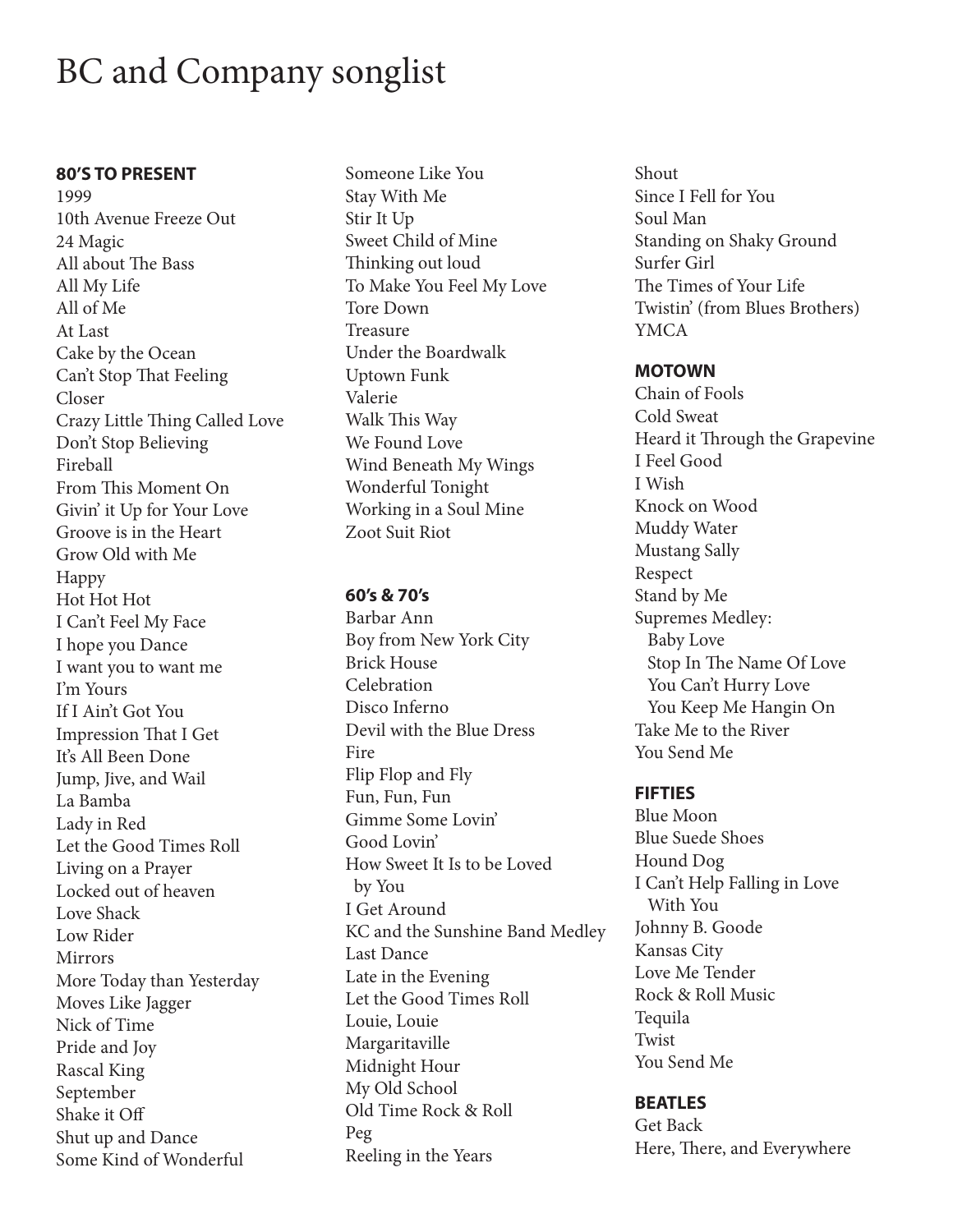# BC and Company songlist

**80'S TO PRESENT**

1999
10th Avenue Freeze Out
24 Magic
All about The Bass
All My Life
All of Me
At Last
Cake by the Ocean
Can't Stop That Feeling
Closer
Crazy Little Thing Called Love
Don't Stop Believing
Fireball
From This Moment On
Givin' it Up for Your Love
Groove is in the Heart
Grow Old with Me
Happy
Hot Hot Hot
I Can't Feel My Face
I hope you Dance
I want you to want me
I'm Yours
If I Ain't Got You
Impression That I Get
It's All Been Done
Jump, Jive, and Wail
La Bamba
Lady in Red
Let the Good Times Roll
Living on a Prayer
Locked out of heaven
Love Shack
Low Rider
Mirrors
More Today than Yesterday
Moves Like Jagger
Nick of Time
Pride and Joy
Rascal King
September
Shake it Off
Shut up and Dance
Some Kind of Wonderful
Someone Like You
Stay With Me
Stir It Up
Sweet Child of Mine
Thinking out loud
To Make You Feel My Love
Tore Down
Treasure
Under the Boardwalk
Uptown Funk
Valerie
Walk This Way
We Found Love
Wind Beneath My Wings
Wonderful Tonight
Working in a Soul Mine
Zoot Suit Riot

**60's & 70's**

Barbar Ann
Boy from New York City
Brick House
Celebration
Disco Inferno
Devil with the Blue Dress
Fire
Flip Flop and Fly
Fun, Fun, Fun
Gimme Some Lovin'
Good Lovin'
How Sweet It Is to be Loved by You
I Get Around
KC and the Sunshine Band Medley
Last Dance
Late in the Evening
Let the Good Times Roll
Louie, Louie
Margaritaville
Midnight Hour
My Old School
Old Time Rock & Roll
Peg
Reeling in the Years
Shout
Since I Fell for You
Soul Man
Standing on Shaky Ground
Surfer Girl
The Times of Your Life
Twistin' (from Blues Brothers)
YMCA

**MOTOWN**

Chain of Fools
Cold Sweat
Heard it Through the Grapevine
I Feel Good
I Wish
Knock on Wood
Muddy Water
Mustang Sally
Respect
Stand by Me
Supremes Medley:
- Baby Love
- Stop In The Name Of Love
- You Can't Hurry Love
- You Keep Me Hangin On

Take Me to the River
You Send Me

**FIFTIES**

Blue Moon
Blue Suede Shoes
Hound Dog
I Can't Help Falling in Love With You
Johnny B. Goode
Kansas City
Love Me Tender
Rock & Roll Music
Tequila
Twist
You Send Me

**BEATLES**

Get Back
Here, There, and Everywhere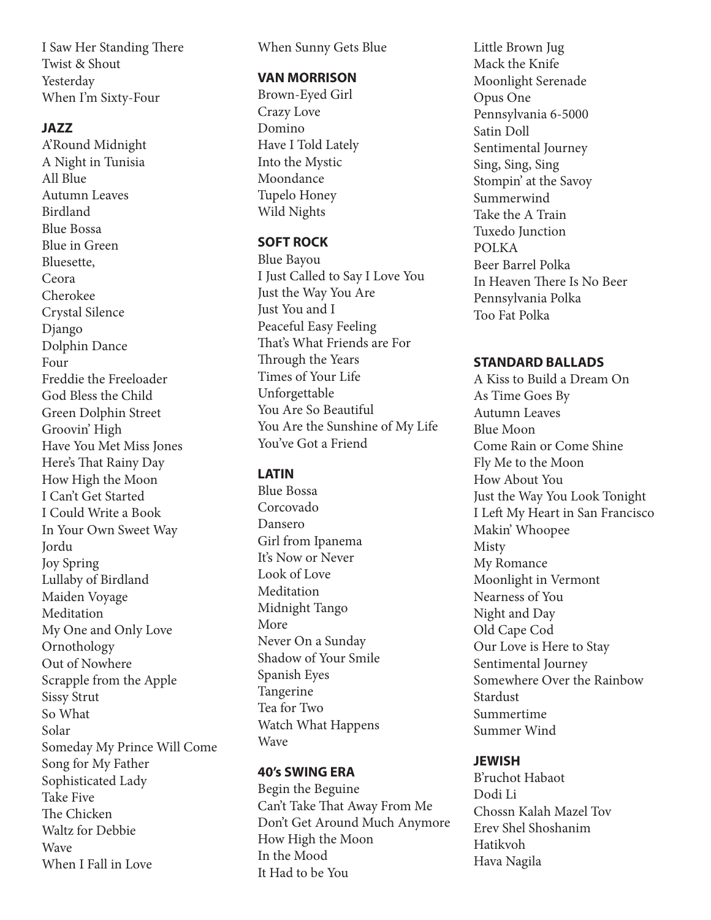I Saw Her Standing There
Twist & Shout
Yesterday
When I'm Sixty-Four

**JAZZ**

A'Round Midnight
A Night in Tunisia
All Blue
Autumn Leaves
Birdland
Blue Bossa
Blue in Green
Bluesette,
Ceora
Cherokee
Crystal Silence
Django
Dolphin Dance
Four
Freddie the Freeloader
God Bless the Child
Green Dolphin Street
Groovin' High
Have You Met Miss Jones
Here's That Rainy Day
How High the Moon
I Can't Get Started
I Could Write a Book
In Your Own Sweet Way
Jordu
Joy Spring
Lullaby of Birdland
Maiden Voyage
Meditation
My One and Only Love
Ornothology
Out of Nowhere
Scrapple from the Apple
Sissy Strut
So What
Solar
Someday My Prince Will Come
Song for My Father
Sophisticated Lady
Take Five
The Chicken
Waltz for Debbie
Wave
When I Fall in Love
When Sunny Gets Blue

**VAN MORRISON**

Brown-Eyed Girl
Crazy Love
Domino
Have I Told Lately
Into the Mystic
Moondance
Tupelo Honey
Wild Nights

**SOFT ROCK**

Blue Bayou
I Just Called to Say I Love You
Just the Way You Are
Just You and I
Peaceful Easy Feeling
That's What Friends are For
Through the Years
Times of Your Life
Unforgettable
You Are So Beautiful
You Are the Sunshine of My Life
You've Got a Friend

**LATIN**

Blue Bossa
Corcovado
Dansero
Girl from Ipanema
It's Now or Never
Look of Love
Meditation
Midnight Tango
More
Never On a Sunday
Shadow of Your Smile
Spanish Eyes
Tangerine
Tea for Two
Watch What Happens
Wave

**40's SWING ERA**

Begin the Beguine
Can't Take That Away From Me
Don't Get Around Much Anymore
How High the Moon
In the Mood
It Had to be You
Little Brown Jug
Mack the Knife
Moonlight Serenade
Opus One
Pennsylvania 6-5000
Satin Doll
Sentimental Journey
Sing, Sing, Sing
Stompin' at the Savoy
Summerwind
Take the A Train
Tuxedo Junction

POLKA

Beer Barrel Polka
In Heaven There Is No Beer
Pennsylvania Polka
Too Fat Polka

**STANDARD BALLADS**

A Kiss to Build a Dream On
As Time Goes By
Autumn Leaves
Blue Moon
Come Rain or Come Shine
Fly Me to the Moon
How About You
Just the Way You Look Tonight
I Left My Heart in San Francisco
Makin' Whoopee
Misty
My Romance
Moonlight in Vermont
Nearness of You
Night and Day
Old Cape Cod
Our Love is Here to Stay
Sentimental Journey
Somewhere Over the Rainbow
Stardust
Summertime
Summer Wind

**JEWISH**

B'ruchot Habaot
Dodi Li
Chossn Kalah Mazel Tov
Erev Shel Shoshanim
Hatikvoh
Hava Nagila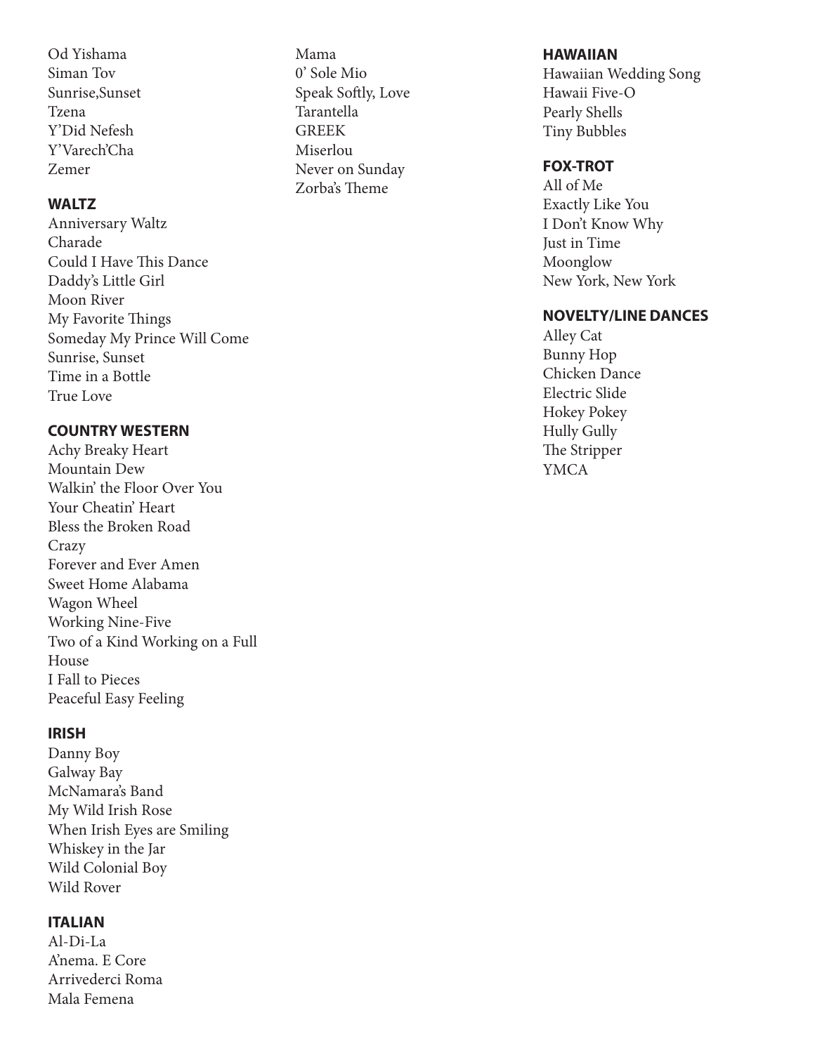Od Yishama
Siman Tov
Sunrise,Sunset
Tzena
Y'Did Nefesh
Y'Varech'Cha
Zemer

**WALTZ**

Anniversary Waltz
Charade
Could I Have This Dance
Daddy's Little Girl
Moon River
My Favorite Things
Someday My Prince Will Come
Sunrise, Sunset
Time in a Bottle
True Love

**COUNTRY WESTERN**

Achy Breaky Heart
Mountain Dew
Walkin' the Floor Over You
Your Cheatin' Heart
Bless the Broken Road
Crazy
Forever and Ever Amen
Sweet Home Alabama
Wagon Wheel
Working Nine-Five
Two of a Kind Working on a Full House
I Fall to Pieces
Peaceful Easy Feeling

**IRISH**

Danny Boy
Galway Bay
McNamara's Band
My Wild Irish Rose
When Irish Eyes are Smiling
Whiskey in the Jar
Wild Colonial Boy
Wild Rover

**ITALIAN**

Al-Di-La
A'nema. E Core
Arrivederci Roma
Mala Femena
Mama
0' Sole Mio
Speak Softly, Love
Tarantella

GREEK

Miserlou
Never on Sunday
Zorba's Theme

**HAWAIIAN**

Hawaiian Wedding Song
Hawaii Five-O
Pearly Shells
Tiny Bubbles

**FOX-TROT**

All of Me
Exactly Like You
I Don't Know Why
Just in Time
Moonglow
New York, New York

**NOVELTY/LINE DANCES**

Alley Cat
Bunny Hop
Chicken Dance
Electric Slide
Hokey Pokey
Hully Gully
The Stripper
YMCA